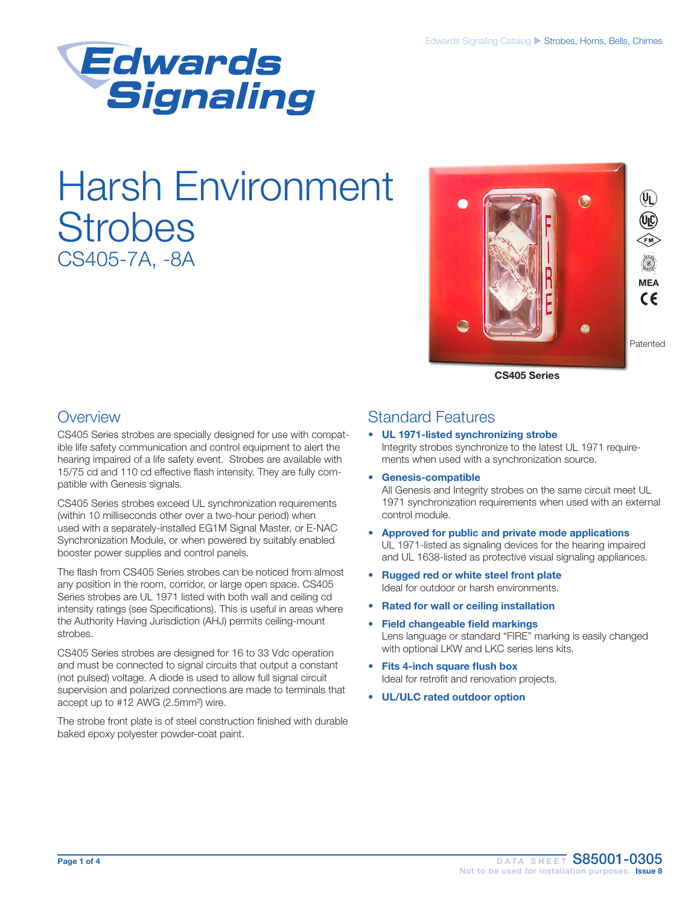# Harsh Environment Strobes

## CS405-7A, -8A

Patented

**CS405 Series**

## Overview

CS405 Series strobes are specially designed for use with compatible life safety communication and control equipment to alert the hearing impaired of a life safety event. Strobes are available with 15/75 cd and 110 cd effective flash intensity. They are fully compatible with Genesis signals.

CS405 Series strobes exceed UL synchronization requirements (within 10 milliseconds other over a two-hour period) when used with a separately-installed EG1M Signal Master, or E-NAC Synchronization Module, or when powered by suitably enabled booster power supplies and control panels.

The flash from CS405 Series strobes can be noticed from almost any position in the room, corridor, or large open space. CS405 Series strobes are UL 1971 listed with both wall and ceiling cd intensity ratings (see Specifications). This is useful in areas where the Authority Having Jurisdiction (AHJ) permits ceiling-mount strobes.

CS405 Series strobes are designed for 16 to 33 Vdc operation and must be connected to signal circuits that output a constant (not pulsed) voltage. A diode is used to allow full signal circuit supervision and polarized connections are made to terminals that accept up to #12 AWG (2.5mm²) wire.

The strobe front plate is of steel construction finished with durable baked epoxy polyester powder-coat paint.

## Standard Features

- **UL 1971-listed synchronizing strobe**
  Integrity strobes synchronize to the latest UL 1971 requirements when used with a synchronization source.
- **Genesis-compatible**
  All Genesis and Integrity strobes on the same circuit meet UL 1971 synchronization requirements when used with an external control module.
- **Approved for public and private mode applications**
  UL 1971-listed as signaling devices for the hearing impaired and UL 1638-listed as protective visual signaling appliances.
- **Rugged red or white steel front plate**
  Ideal for outdoor or harsh environments.
- **Rated for wall or ceiling installation**
- **Field changeable field markings**
  Lens language or standard "FIRE" marking is easily changed with optional LKW and LKC series lens kits.
- **Fits 4-inch square flush box**
  Ideal for retrofit and renovation projects.
- **UL/ULC rated outdoor option**

DATA SHEET S85001-0305
Not to be used for installation purposes. Issue 8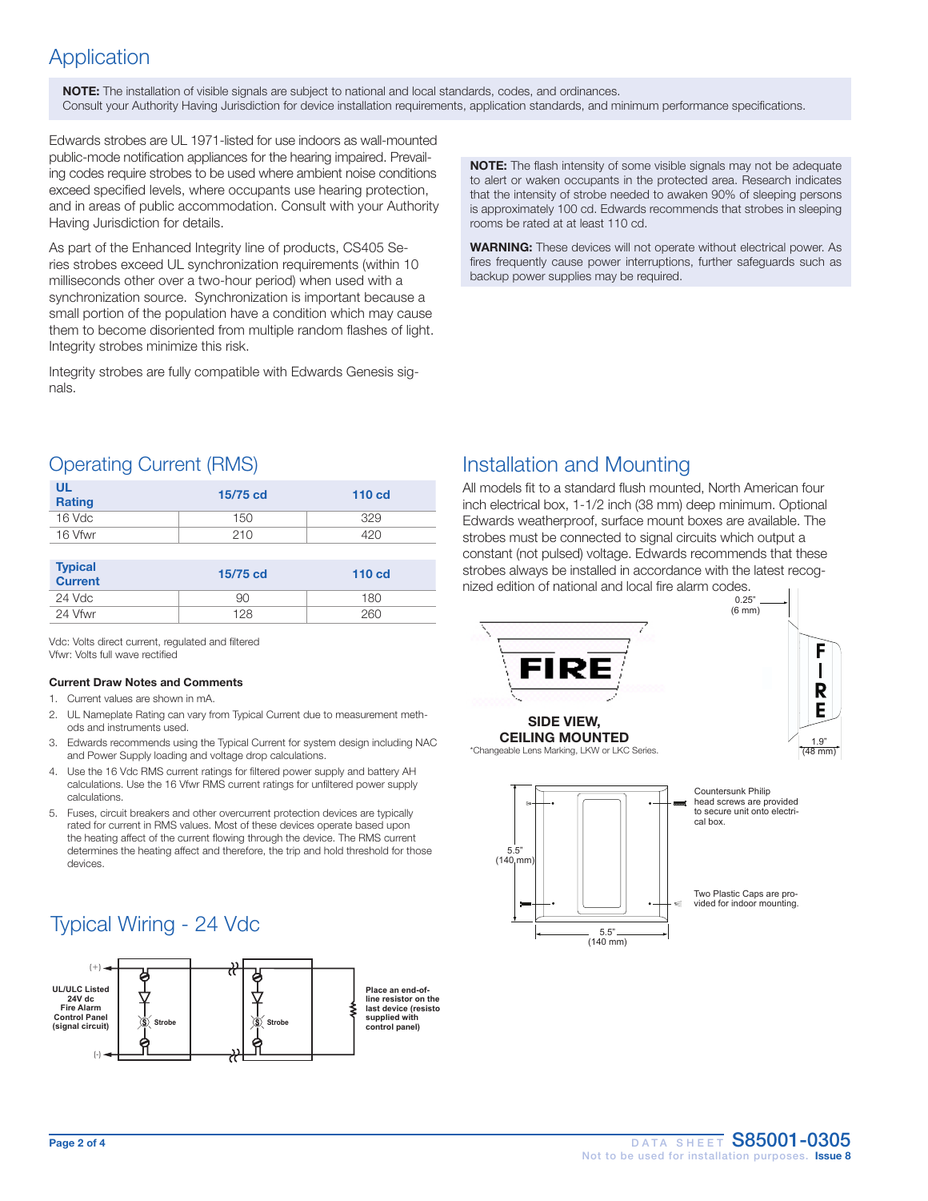## Application

**NOTE:** The installation of visible signals are subject to national and local standards, codes, and ordinances. Consult your Authority Having Jurisdiction for device installation requirements, application standards, and minimum performance specifications.

Edwards strobes are UL 1971-listed for use indoors as wall-mounted public-mode notification appliances for the hearing impaired. Prevailing codes require strobes to be used where ambient noise conditions exceed specified levels, where occupants use hearing protection, and in areas of public accommodation. Consult with your Authority Having Jurisdiction for details.

As part of the Enhanced Integrity line of products, CS405 Series strobes exceed UL synchronization requirements (within 10 milliseconds other over a two-hour period) when used with a synchronization source. Synchronization is important because a small portion of the population have a condition which may cause them to become disoriented from multiple random flashes of light. Integrity strobes minimize this risk.

Integrity strobes are fully compatible with Edwards Genesis signals.

**NOTE:** The flash intensity of some visible signals may not be adequate to alert or waken occupants in the protected area. Research indicates that the intensity of strobe needed to awaken 90% of sleeping persons is approximately 100 cd. Edwards recommends that strobes in sleeping rooms be rated at at least 110 cd.

**WARNING:** These devices will not operate without electrical power. As fires frequently cause power interruptions, further safeguards such as backup power supplies may be required.

## Operating Current (RMS)

| UL Rating | 15/75 cd | 110 cd |
|---|---|---|
| 16 Vdc | 150 | 329 |
| 16 Vfwr | 210 | 420 |

| Typical Current | 15/75 cd | 110 cd |
|---|---|---|
| 24 Vdc | 90 | 180 |
| 24 Vfwr | 128 | 260 |

Vdc: Volts direct current, regulated and filtered
Vfwr: Volts full wave rectified

### Current Draw Notes and Comments

1. Current values are shown in mA.
2. UL Nameplate Rating can vary from Typical Current due to measurement methods and instruments used.
3. Edwards recommends using the Typical Current for system design including NAC and Power Supply loading and voltage drop calculations.
4. Use the 16 Vdc RMS current ratings for filtered power supply and battery AH calculations. Use the 16 Vfwr RMS current ratings for unfiltered power supply calculations.
5. Fuses, circuit breakers and other overcurrent protection devices are typically rated for current in RMS values. Most of these devices operate based upon the heating affect of the current flowing through the device. The RMS current determines the heating affect and therefore, the trip and hold threshold for those devices.

## Typical Wiring - 24 Vdc

(+)

UL/ULC Listed 24V dc Fire Alarm Control Panel (signal circuit)

(-)

Strobe

Strobe

Place an end-of-line resistor on the last device (resisto supplied with control panel)

## Installation and Mounting

All models fit to a standard flush mounted, North American four inch electrical box, 1-1/2 inch (38 mm) deep minimum. Optional Edwards weatherproof, surface mount boxes are available. The strobes must be connected to signal circuits which output a constant (not pulsed) voltage. Edwards recommends that these strobes always be installed in accordance with the latest recognized edition of national and local fire alarm codes.

0.25" (6 mm)

FIRE

**SIDE VIEW, CEILING MOUNTED**

*Changeable Lens Marking, LKW or LKC Series.

1.9" (48 mm)

5.5" (140 mm)

5.5" (140 mm)

Countersunk Philip head screws are provided to secure unit onto electrical box.

Two Plastic Caps are provided for indoor mounting.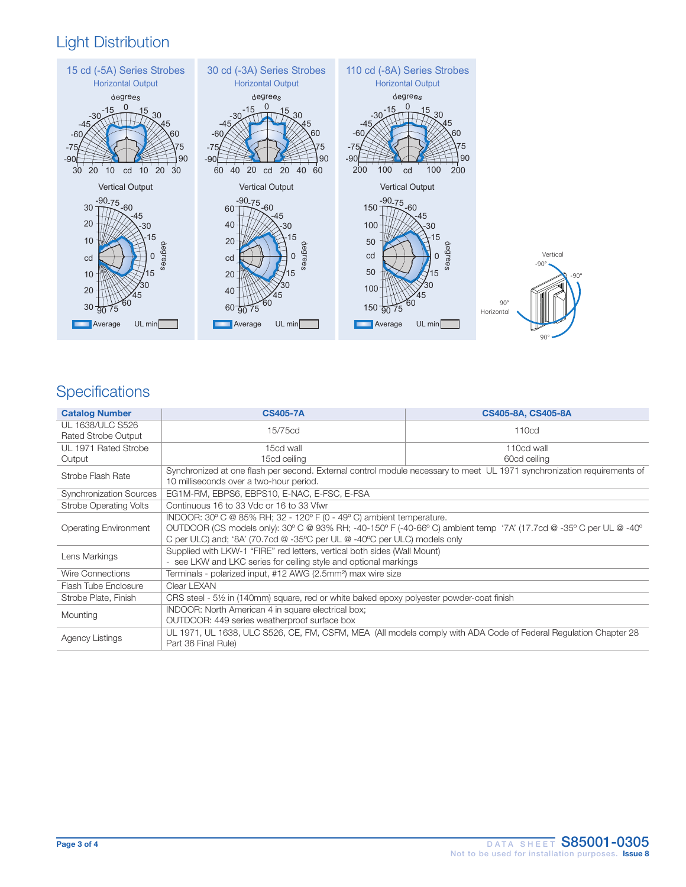## Light Distribution

15 cd (-5A) Series Strobes

30 cd (-3A) Series Strobes

110 cd (-8A) Series Strobes

## Specifications

| Catalog Number | CS405-7A | CS405-8A, CS405-8A |
|---|---|---|
| UL 1638/ULC S526 Rated Strobe Output | 15/75cd | 110cd |
| UL 1971 Rated Strobe Output | 15cd wall<br>15cd ceiling | 110cd wall<br>60cd ceiling |
| Strobe Flash Rate | Synchronized at one flash per second. External control module necessary to meet UL 1971 synchronization requirements of 10 milliseconds over a two-hour period. | |
| Synchronization Sources | EG1M-RM, EBPS6, EBPS10, E-NAC, E-FSC, E-FSA | |
| Strobe Operating Volts | Continuous 16 to 33 Vdc or 16 to 33 Vfwr | |
| Operating Environment | INDOOR: 30º C @ 85% RH; 32 - 120º F (0 - 49º C) ambient temperature.<br>OUTDOOR (CS models only): 30º C @ 93% RH; -40-150º F (-40-66º C) ambient temp '7A' (17.7cd @ -35º C per UL @ -40º C per ULC) and; '8A' (70.7cd @ -35ºC per UL @ -40ºC per ULC) models only | |
| Lens Markings | Supplied with LKW-1 "FIRE" red letters, vertical both sides (Wall Mount)<br>- see LKW and LKC series for ceiling style and optional markings | |
| Wire Connections | Terminals - polarized input, #12 AWG (2.5mm²) max wire size | |
| Flash Tube Enclosure | Clear LEXAN | |
| Strobe Plate, Finish | CRS steel - 5½ in (140mm) square, red or white baked epoxy polyester powder-coat finish | |
| Mounting | INDOOR: North American 4 in square electrical box;<br>OUTDOOR: 449 series weatherproof surface box | |
| Agency Listings | UL 1971, UL 1638, ULC S526, CE, FM, CSFM, MEA (All models comply with ADA Code of Federal Regulation Chapter 28 Part 36 Final Rule) | |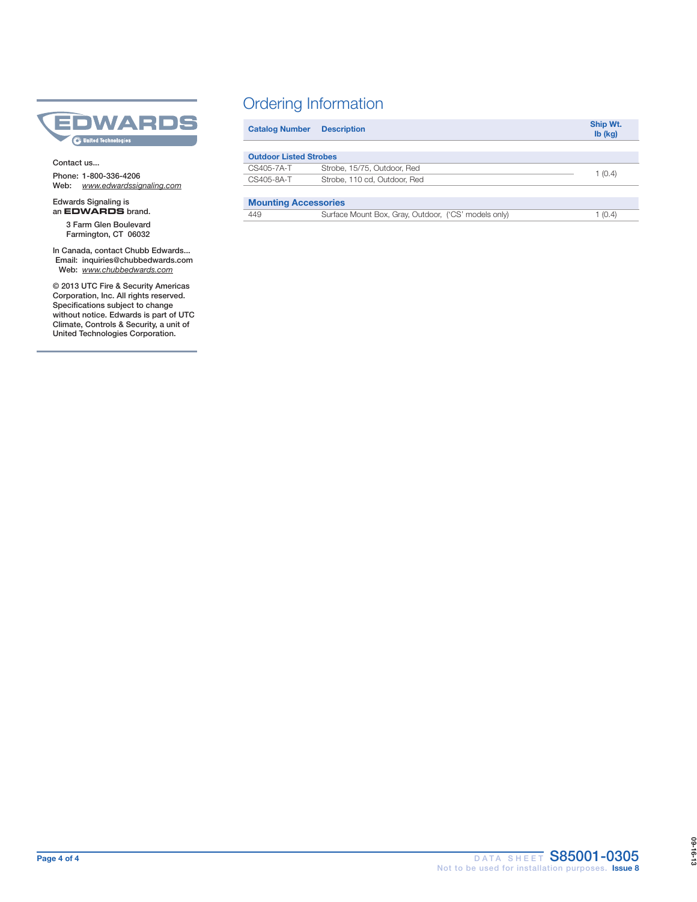EDWARDS

Contact us...

Phone: 1-800-336-4206
Web: www.edwardssignaling.com

Edwards Signaling is an **EDWARDS** brand.

3 Farm Glen Boulevard
Farmington, CT 06032

In Canada, contact Chubb Edwards...
Email: inquiries@chubbedwards.com
Web: www.chubbedwards.com

© 2013 UTC Fire & Security Americas Corporation, Inc. All rights reserved. Specifications subject to change without notice. Edwards is part of UTC Climate, Controls & Security, a unit of United Technologies Corporation.

# Ordering Information

| Catalog Number | Description | Ship Wt. lb (kg) |
|---|---|---|
| **Outdoor Listed Strobes** | | |
| CS405-7A-T | Strobe, 15/75, Outdoor, Red | 1 (0.4) |
| CS405-8A-T | Strobe, 110 cd, Outdoor, Red | |
| **Mounting Accessories** | | |
| 449 | Surface Mount Box, Gray, Outdoor, ('CS' models only) | 1 (0.4) |

DATA SHEET S85001-0305

Not to be used for installation purposes. Issue 8

09-16-13